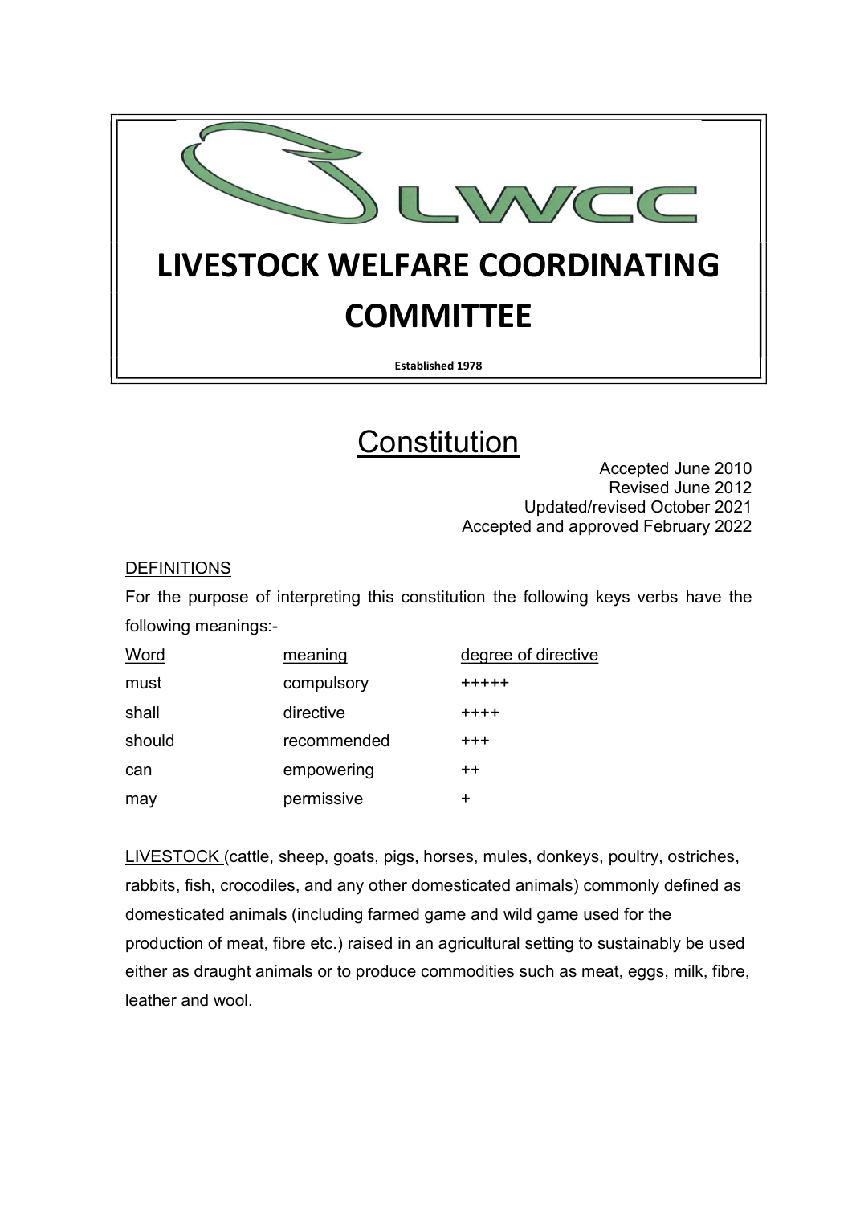# LWCC

# LIVESTOCK WELFARE COORDINATING COMMITTEE

**Established 1978**

## Constitution

Accepted June 2010
Revised June 2012
Updated/revised October 2021
Accepted and approved February 2022

### DEFINITIONS

For the purpose of interpreting this constitution the following keys verbs have the following meanings:-

| Word | meaning | degree of directive |
|---|---|---|
| must | compulsory | +++++ |
| shall | directive | ++++ |
| should | recommended | +++ |
| can | empowering | ++ |
| may | permissive | + |

LIVESTOCK (cattle, sheep, goats, pigs, horses, mules, donkeys, poultry, ostriches, rabbits, fish, crocodiles, and any other domesticated animals) commonly defined as domesticated animals (including farmed game and wild game used for the production of meat, fibre etc.) raised in an agricultural setting to sustainably be used either as draught animals or to produce commodities such as meat, eggs, milk, fibre, leather and wool.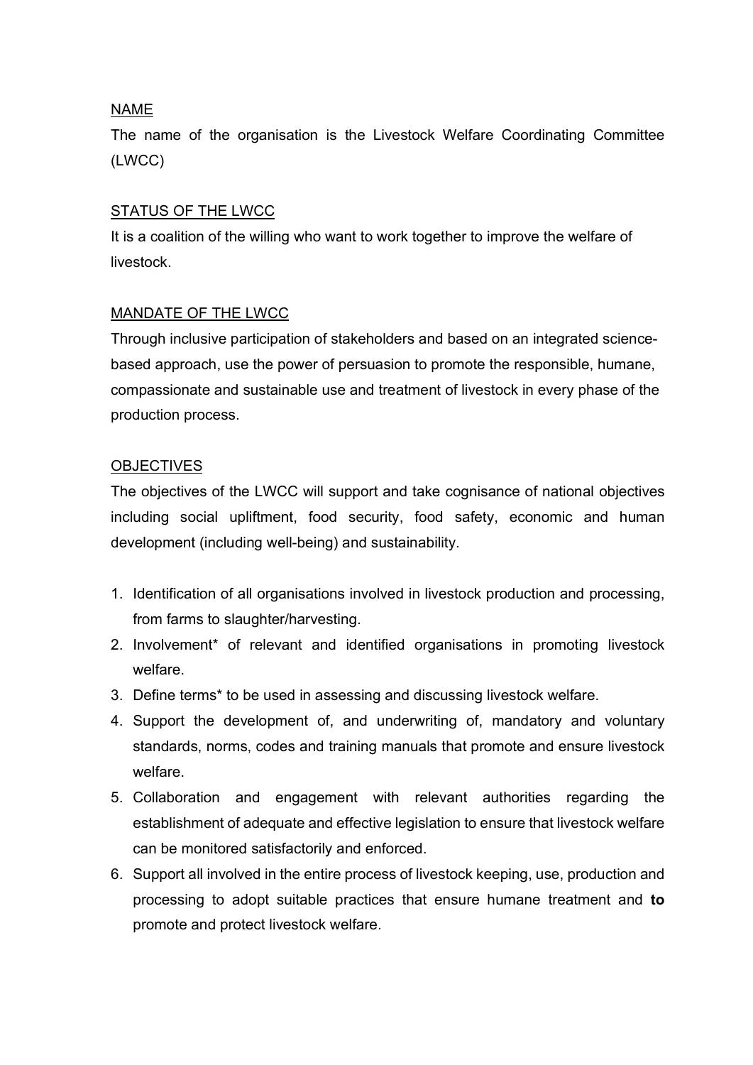## NAME

The name of the organisation is the Livestock Welfare Coordinating Committee (LWCC)

## STATUS OF THE LWCC

It is a coalition of the willing who want to work together to improve the welfare of livestock.

## MANDATE OF THE LWCC

Through inclusive participation of stakeholders and based on an integrated science-based approach, use the power of persuasion to promote the responsible, humane, compassionate and sustainable use and treatment of livestock in every phase of the production process.

## OBJECTIVES

The objectives of the LWCC will support and take cognisance of national objectives including social upliftment, food security, food safety, economic and human development (including well-being) and sustainability.

1. Identification of all organisations involved in livestock production and processing, from farms to slaughter/harvesting.
2. Involvement* of relevant and identified organisations in promoting livestock welfare.
3. Define terms* to be used in assessing and discussing livestock welfare.
4. Support the development of, and underwriting of, mandatory and voluntary standards, norms, codes and training manuals that promote and ensure livestock welfare.
5. Collaboration and engagement with relevant authorities regarding the establishment of adequate and effective legislation to ensure that livestock welfare can be monitored satisfactorily and enforced.
6. Support all involved in the entire process of livestock keeping, use, production and processing to adopt suitable practices that ensure humane treatment and **to** promote and protect livestock welfare.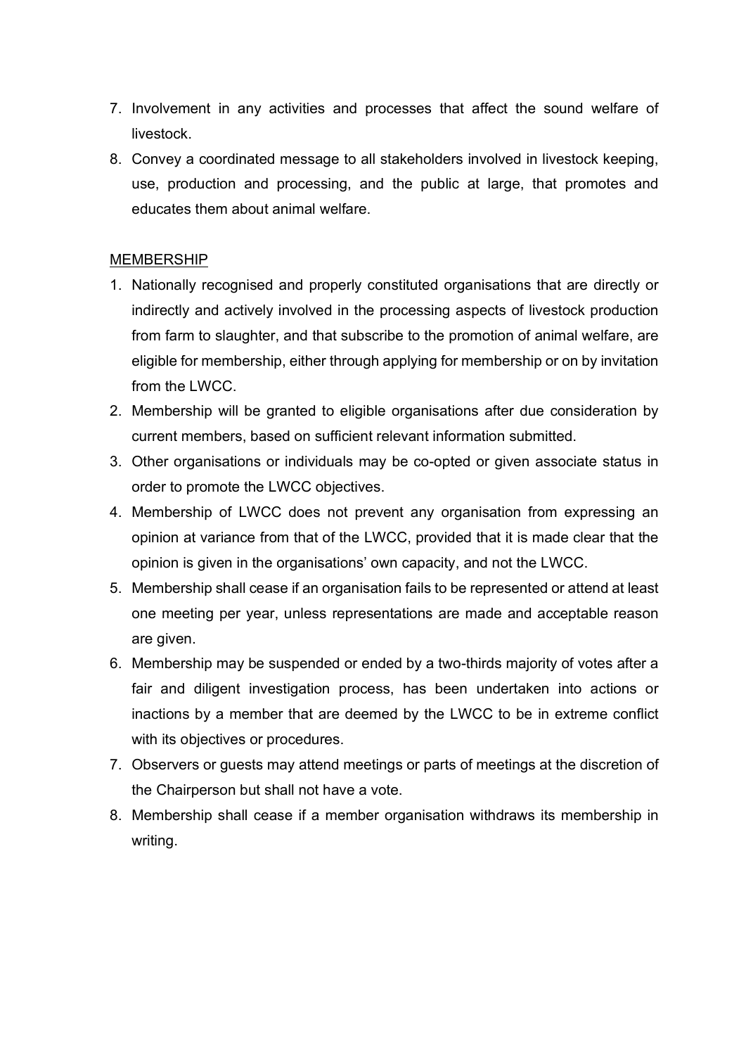7. Involvement in any activities and processes that affect the sound welfare of livestock.
8. Convey a coordinated message to all stakeholders involved in livestock keeping, use, production and processing, and the public at large, that promotes and educates them about animal welfare.

## MEMBERSHIP

1. Nationally recognised and properly constituted organisations that are directly or indirectly and actively involved in the processing aspects of livestock production from farm to slaughter, and that subscribe to the promotion of animal welfare, are eligible for membership, either through applying for membership or on by invitation from the LWCC.
2. Membership will be granted to eligible organisations after due consideration by current members, based on sufficient relevant information submitted.
3. Other organisations or individuals may be co-opted or given associate status in order to promote the LWCC objectives.
4. Membership of LWCC does not prevent any organisation from expressing an opinion at variance from that of the LWCC, provided that it is made clear that the opinion is given in the organisations' own capacity, and not the LWCC.
5. Membership shall cease if an organisation fails to be represented or attend at least one meeting per year, unless representations are made and acceptable reason are given.
6. Membership may be suspended or ended by a two-thirds majority of votes after a fair and diligent investigation process, has been undertaken into actions or inactions by a member that are deemed by the LWCC to be in extreme conflict with its objectives or procedures.
7. Observers or guests may attend meetings or parts of meetings at the discretion of the Chairperson but shall not have a vote.
8. Membership shall cease if a member organisation withdraws its membership in writing.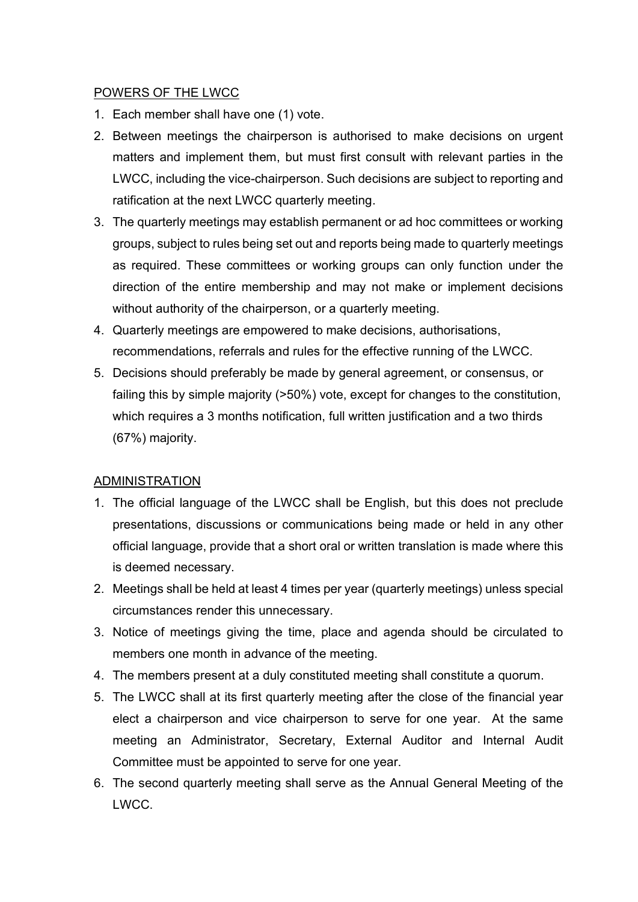## POWERS OF THE LWCC

1. Each member shall have one (1) vote.
2. Between meetings the chairperson is authorised to make decisions on urgent matters and implement them, but must first consult with relevant parties in the LWCC, including the vice-chairperson. Such decisions are subject to reporting and ratification at the next LWCC quarterly meeting.
3. The quarterly meetings may establish permanent or ad hoc committees or working groups, subject to rules being set out and reports being made to quarterly meetings as required. These committees or working groups can only function under the direction of the entire membership and may not make or implement decisions without authority of the chairperson, or a quarterly meeting.
4. Quarterly meetings are empowered to make decisions, authorisations, recommendations, referrals and rules for the effective running of the LWCC.
5. Decisions should preferably be made by general agreement, or consensus, or failing this by simple majority (>50%) vote, except for changes to the constitution, which requires a 3 months notification, full written justification and a two thirds (67%) majority.

## ADMINISTRATION

1. The official language of the LWCC shall be English, but this does not preclude presentations, discussions or communications being made or held in any other official language, provide that a short oral or written translation is made where this is deemed necessary.
2. Meetings shall be held at least 4 times per year (quarterly meetings) unless special circumstances render this unnecessary.
3. Notice of meetings giving the time, place and agenda should be circulated to members one month in advance of the meeting.
4. The members present at a duly constituted meeting shall constitute a quorum.
5. The LWCC shall at its first quarterly meeting after the close of the financial year elect a chairperson and vice chairperson to serve for one year. At the same meeting an Administrator, Secretary, External Auditor and Internal Audit Committee must be appointed to serve for one year.
6. The second quarterly meeting shall serve as the Annual General Meeting of the LWCC.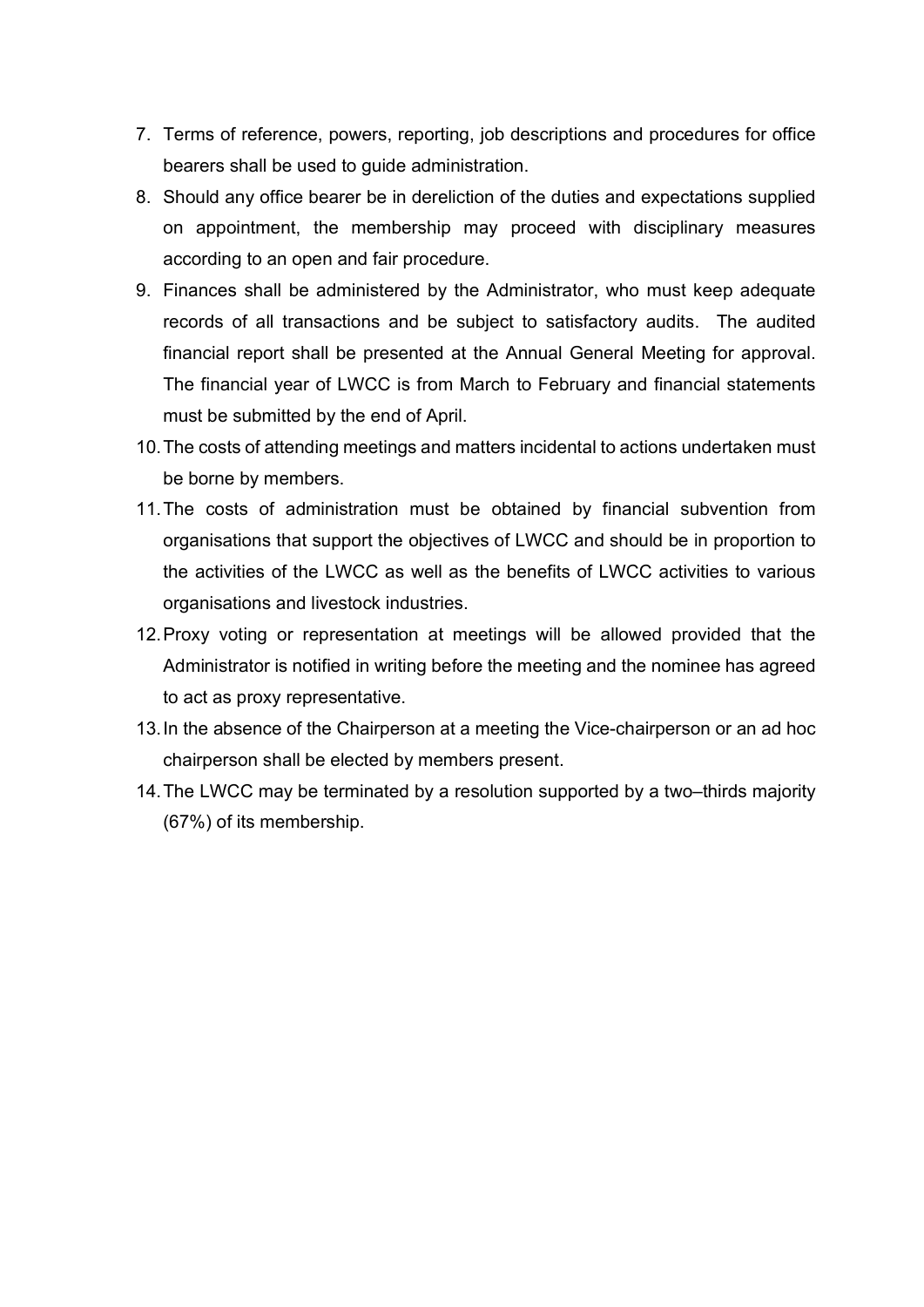7. Terms of reference, powers, reporting, job descriptions and procedures for office bearers shall be used to guide administration.
8. Should any office bearer be in dereliction of the duties and expectations supplied on appointment, the membership may proceed with disciplinary measures according to an open and fair procedure.
9. Finances shall be administered by the Administrator, who must keep adequate records of all transactions and be subject to satisfactory audits. The audited financial report shall be presented at the Annual General Meeting for approval. The financial year of LWCC is from March to February and financial statements must be submitted by the end of April.
10. The costs of attending meetings and matters incidental to actions undertaken must be borne by members.
11. The costs of administration must be obtained by financial subvention from organisations that support the objectives of LWCC and should be in proportion to the activities of the LWCC as well as the benefits of LWCC activities to various organisations and livestock industries.
12. Proxy voting or representation at meetings will be allowed provided that the Administrator is notified in writing before the meeting and the nominee has agreed to act as proxy representative.
13. In the absence of the Chairperson at a meeting the Vice-chairperson or an ad hoc chairperson shall be elected by members present.
14. The LWCC may be terminated by a resolution supported by a two–thirds majority (67%) of its membership.